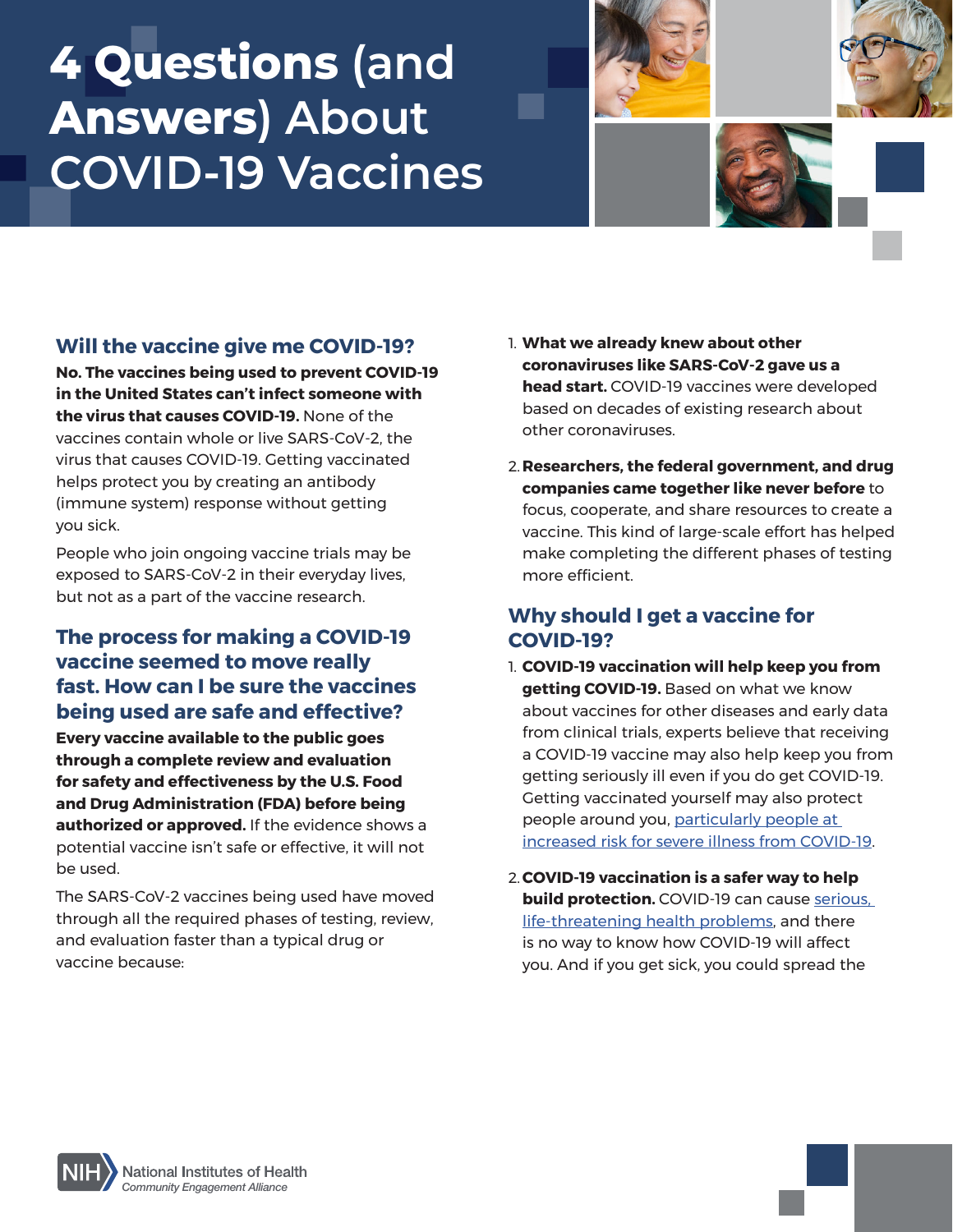# 4 Questions (and Answers) About COVID-19 Vaccines

## Will the vaccine give me COVID-19?

**No. The vaccines being used to prevent COVID-19 in the United States can't infect someone with the virus that causes COVID-19.** None of the vaccines contain whole or live SARS-CoV-2, the virus that causes COVID-19. Getting vaccinated helps protect you by creating an antibody (immune system) response without getting you sick.

People who join ongoing vaccine trials may be exposed to SARS-CoV-2 in their everyday lives, but not as a part of the vaccine research.

## The process for making a COVID-19 vaccine seemed to move really fast. How can I be sure the vaccines being used are safe and effective?

**Every vaccine available to the public goes through a complete review and evaluation for safety and effectiveness by the U.S. Food and Drug Administration (FDA) before being authorized or approved.** If the evidence shows a potential vaccine isn't safe or effective, it will not be used.

The SARS-CoV-2 vaccines being used have moved through all the required phases of testing, review, and evaluation faster than a typical drug or vaccine because:

1. **What we already knew about other coronaviruses like SARS-CoV-2 gave us a head start.** COVID-19 vaccines were developed based on decades of existing research about other coronaviruses.
2. **Researchers, the federal government, and drug companies came together like never before** to focus, cooperate, and share resources to create a vaccine. This kind of large-scale effort has helped make completing the different phases of testing more efficient.

## Why should I get a vaccine for COVID-19?

1. **COVID-19 vaccination will help keep you from getting COVID-19.** Based on what we know about vaccines for other diseases and early data from clinical trials, experts believe that receiving a COVID-19 vaccine may also help keep you from getting seriously ill even if you do get COVID-19. Getting vaccinated yourself may also protect people around you, particularly people at increased risk for severe illness from COVID-19.
2. **COVID-19 vaccination is a safer way to help build protection.** COVID-19 can cause serious, life-threatening health problems, and there is no way to know how COVID-19 will affect you. And if you get sick, you could spread the

NIH National Institutes of Health
*Community Engagement Alliance*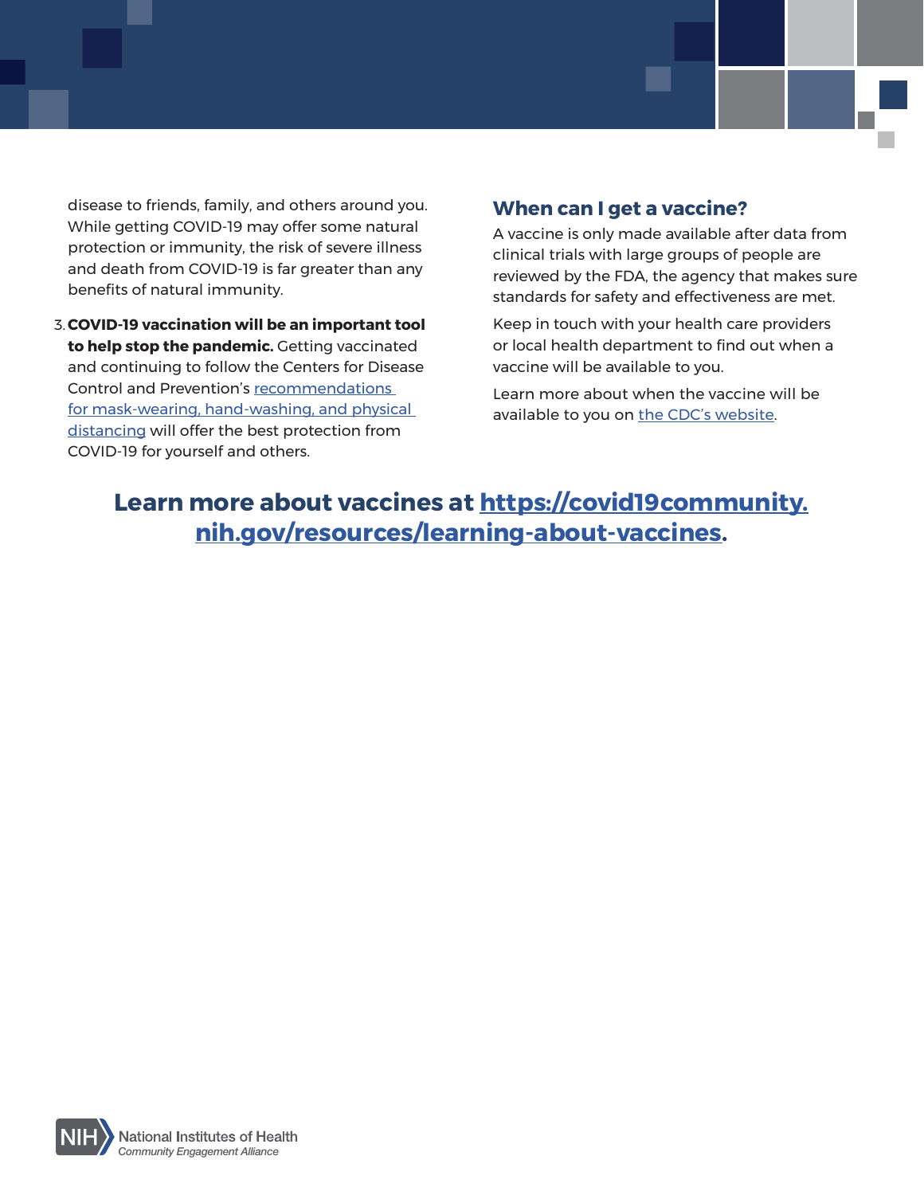disease to friends, family, and others around you. While getting COVID-19 may offer some natural protection or immunity, the risk of severe illness and death from COVID-19 is far greater than any benefits of natural immunity.

3. **COVID-19 vaccination will be an important tool to help stop the pandemic.** Getting vaccinated and continuing to follow the Centers for Disease Control and Prevention's recommendations for mask-wearing, hand-washing, and physical distancing will offer the best protection from COVID-19 for yourself and others.

## When can I get a vaccine?

A vaccine is only made available after data from clinical trials with large groups of people are reviewed by the FDA, the agency that makes sure standards for safety and effectiveness are met.

Keep in touch with your health care providers or local health department to find out when a vaccine will be available to you.

Learn more about when the vaccine will be available to you on the CDC's website.

## Learn more about vaccines at https://covid19community.nih.gov/resources/learning-about-vaccines.

National Institutes of Health
*Community Engagement Alliance*